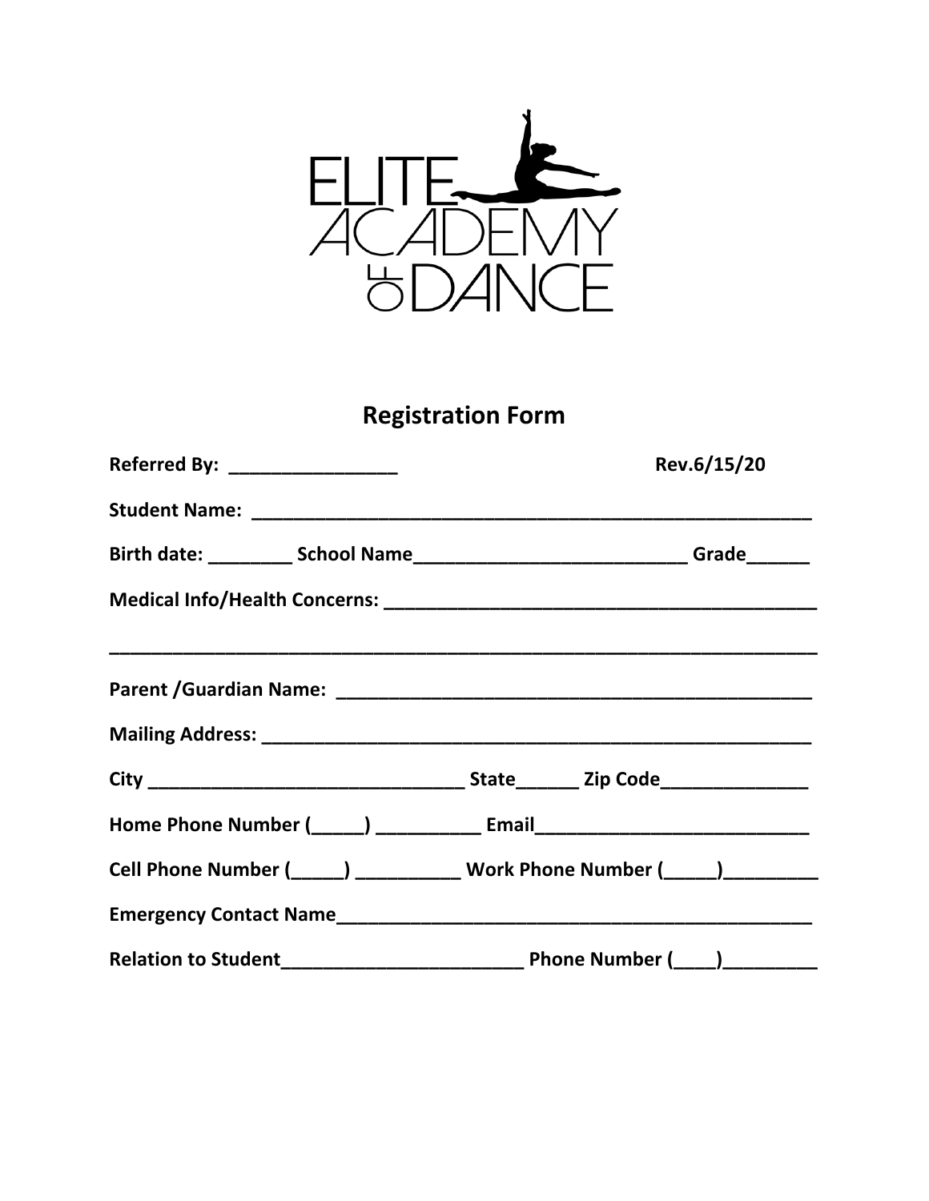ELITE ACADEMY OF DANCE

# Registration Form

**Referred By: ________________** **Rev.6/15/20**

**Student Name: ________________________________________________________**

**Birth date: ________ School Name__________________________ Grade______**

**Medical Info/Health Concerns: __________________________________________**

**_________________________________________________________________________**

**Parent /Guardian Name: _______________________________________________**

**Mailing Address: _______________________________________________________**

**City ______________________________ State______ Zip Code______________**

**Home Phone Number (_____) __________ Email__________________________**

**Cell Phone Number (_____) __________ Work Phone Number (_____)_________**

**Emergency Contact Name_______________________________________________**

**Relation to Student_______________________ Phone Number (____)_________**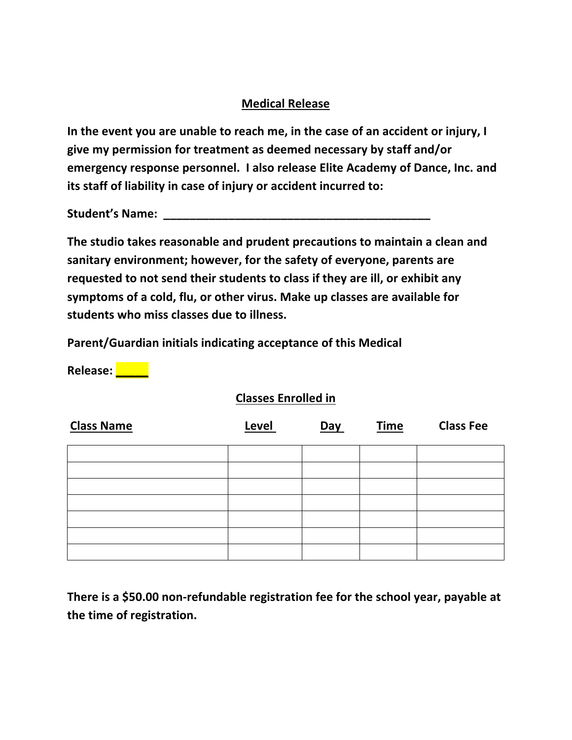## Medical Release

**In the event you are unable to reach me, in the case of an accident or injury, I give my permission for treatment as deemed necessary by staff and/or emergency response personnel. I also release Elite Academy of Dance, Inc. and its staff of liability in case of injury or accident incurred to:**

**Student's Name: ___________________________________________**

**The studio takes reasonable and prudent precautions to maintain a clean and sanitary environment; however, for the safety of everyone, parents are requested to not send their students to class if they are ill, or exhibit any symptoms of a cold, flu, or other virus. Make up classes are available for students who miss classes due to illness.**

**Parent/Guardian initials indicating acceptance of this Medical Release: _____**

## Classes Enrolled in

| Class Name | Level | Day | Time | Class Fee |
|---|---|---|---|---|
| | | | | |
| | | | | |
| | | | | |
| | | | | |
| | | | | |
| | | | | |
| | | | | |

**There is a $50.00 non-refundable registration fee for the school year, payable at the time of registration.**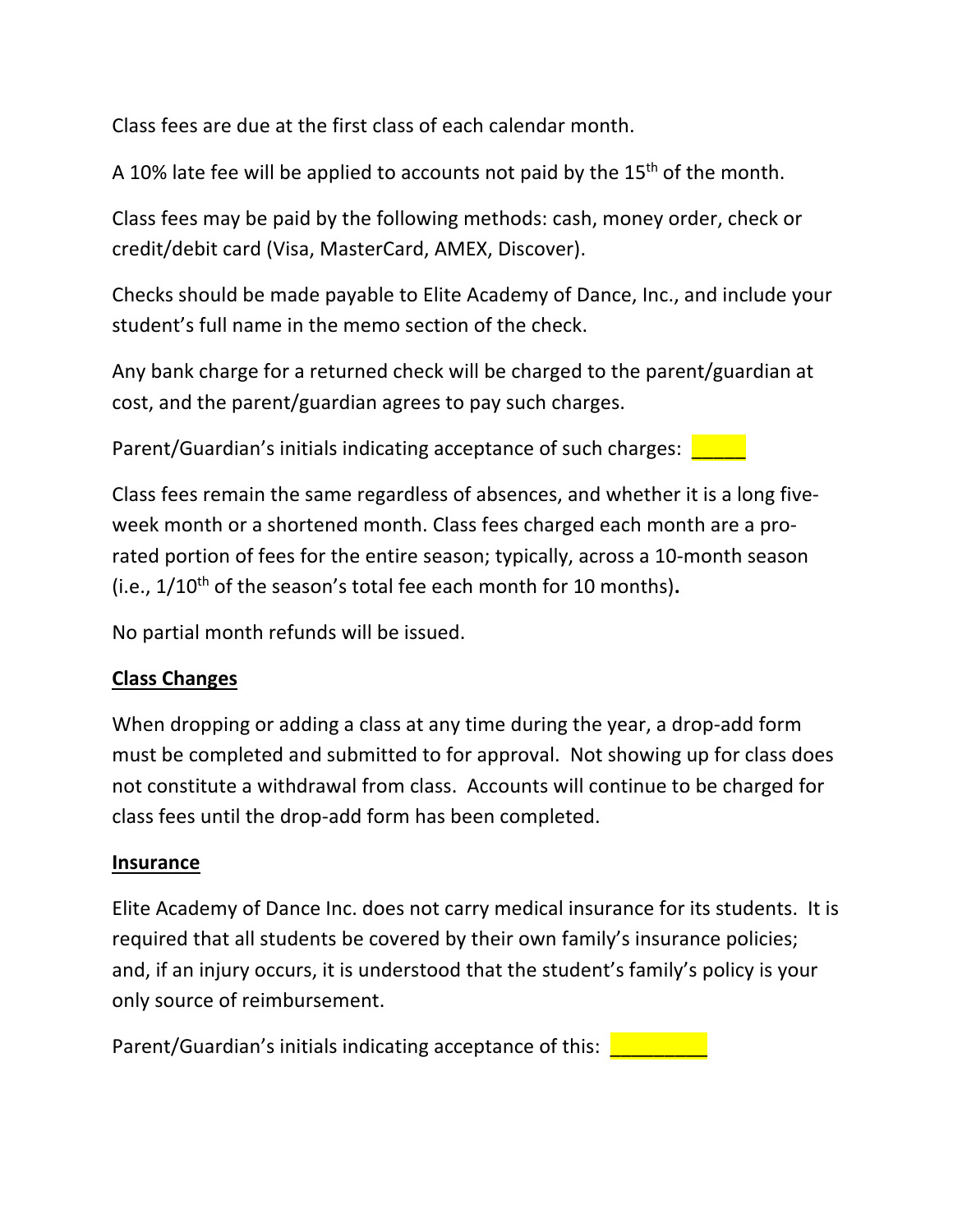Class fees are due at the first class of each calendar month.

A 10% late fee will be applied to accounts not paid by the 15th of the month.

Class fees may be paid by the following methods: cash, money order, check or credit/debit card (Visa, MasterCard, AMEX, Discover).

Checks should be made payable to Elite Academy of Dance, Inc., and include your student's full name in the memo section of the check.

Any bank charge for a returned check will be charged to the parent/guardian at cost, and the parent/guardian agrees to pay such charges.

Parent/Guardian's initials indicating acceptance of such charges: _____

Class fees remain the same regardless of absences, and whether it is a long five-week month or a shortened month. Class fees charged each month are a pro-rated portion of fees for the entire season; typically, across a 10-month season (i.e., 1/10th of the season's total fee each month for 10 months)**.**

No partial month refunds will be issued.

**Class Changes**

When dropping or adding a class at any time during the year, a drop-add form must be completed and submitted to for approval. Not showing up for class does not constitute a withdrawal from class. Accounts will continue to be charged for class fees until the drop-add form has been completed.

**Insurance**

Elite Academy of Dance Inc. does not carry medical insurance for its students. It is required that all students be covered by their own family's insurance policies; and, if an injury occurs, it is understood that the student's family's policy is your only source of reimbursement.

Parent/Guardian's initials indicating acceptance of this: _________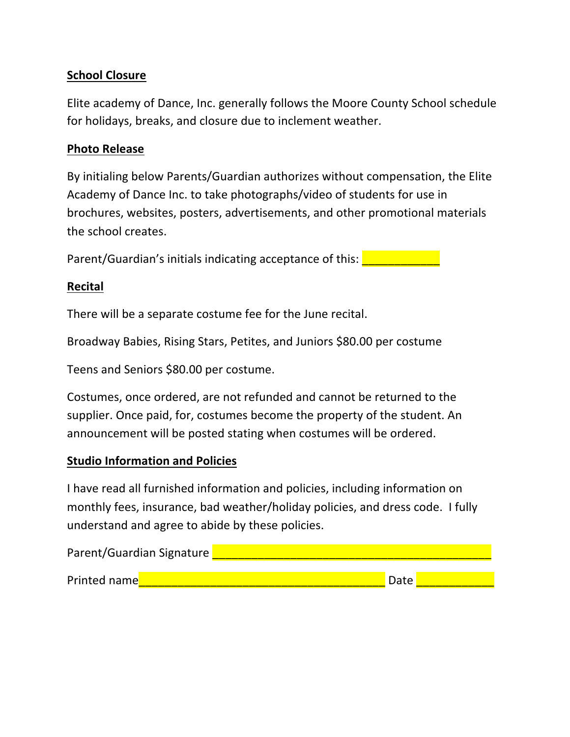**<u>School Closure</u>**

Elite academy of Dance, Inc. generally follows the Moore County School schedule for holidays, breaks, and closure due to inclement weather.

**<u>Photo Release</u>**

By initialing below Parents/Guardian authorizes without compensation, the Elite Academy of Dance Inc. to take photographs/video of students for use in brochures, websites, posters, advertisements, and other promotional materials the school creates.

Parent/Guardian's initials indicating acceptance of this: ____________

**<u>Recital</u>**

There will be a separate costume fee for the June recital.

Broadway Babies, Rising Stars, Petites, and Juniors $80.00 per costume

Teens and Seniors $80.00 per costume.

Costumes, once ordered, are not refunded and cannot be returned to the supplier. Once paid, for, costumes become the property of the student. An announcement will be posted stating when costumes will be ordered.

**<u>Studio Information and Policies</u>**

I have read all furnished information and policies, including information on monthly fees, insurance, bad weather/holiday policies, and dress code. I fully understand and agree to abide by these policies.

Parent/Guardian Signature ___________________________________________

Printed name_______________________________________ Date ____________